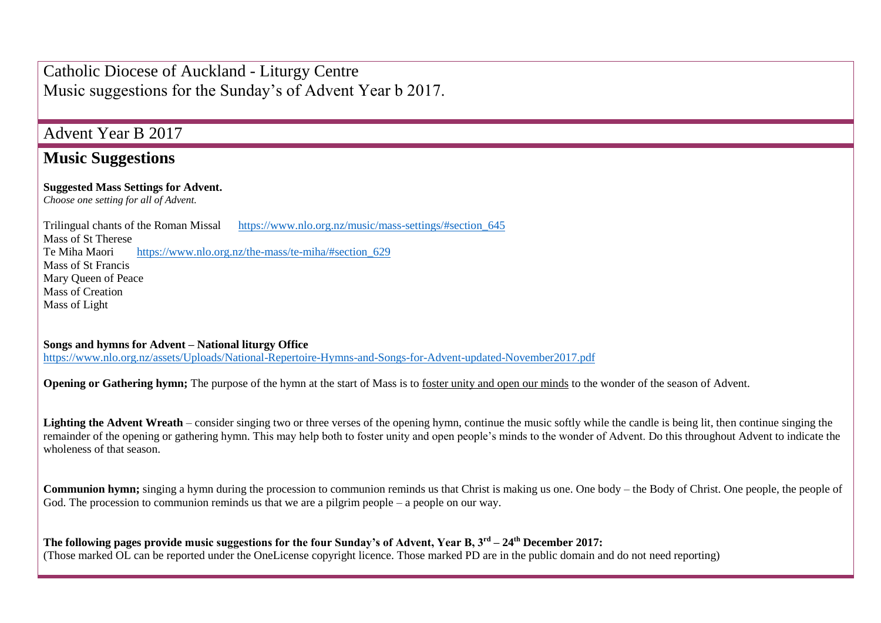# Catholic Diocese of Auckland - Liturgy Centre
Music suggestions for the Sunday's of Advent Year b 2017.

## Advent Year B 2017

## Music Suggestions

**Suggested Mass Settings for Advent.**
*Choose one setting for all of Advent.*

Trilingual chants of the Roman Missal https://www.nlo.org.nz/music/mass-settings/#section_645
Mass of St Therese
Te Miha Maori https://www.nlo.org.nz/the-mass/te-miha/#section_629
Mass of St Francis
Mary Queen of Peace
Mass of Creation
Mass of Light

**Songs and hymns for Advent – National liturgy Office**
https://www.nlo.org.nz/assets/Uploads/National-Repertoire-Hymns-and-Songs-for-Advent-updated-November2017.pdf

**Opening or Gathering hymn;** The purpose of the hymn at the start of Mass is to foster unity and open our minds to the wonder of the season of Advent.

**Lighting the Advent Wreath** – consider singing two or three verses of the opening hymn, continue the music softly while the candle is being lit, then continue singing the remainder of the opening or gathering hymn. This may help both to foster unity and open people's minds to the wonder of Advent. Do this throughout Advent to indicate the wholeness of that season.

**Communion hymn;** singing a hymn during the procession to communion reminds us that Christ is making us one. One body – the Body of Christ. One people, the people of God. The procession to communion reminds us that we are a pilgrim people – a people on our way.

**The following pages provide music suggestions for the four Sunday's of Advent, Year B, 3rd – 24th December 2017:**
(Those marked OL can be reported under the OneLicense copyright licence. Those marked PD are in the public domain and do not need reporting)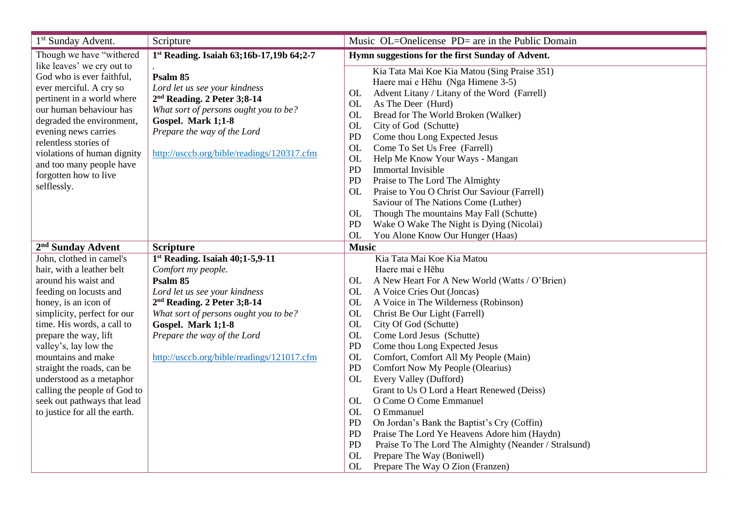| 1[st] Sunday Advent. | Scripture | Music OL=Onelicense PD= are in the Public Domain |
|---|---|---|
| Though we have "withered like leaves' we cry out to God who is ever faithful, ever merciful. A cry so pertinent in a world where our human behaviour has degraded the environment, evening news carries relentless stories of violations of human dignity and too many people have forgotten how to live selflessly. | **1[st] Reading. Isaiah 63;16b-17,19b 64;2-7**<br>.<br>**Psalm 85**<br>*Lord let us see your kindness*<br>**2[nd] Reading. 2 Peter 3;8-14**<br>*What sort of persons ought you to be?*<br>**Gospel. Mark 1;1-8**<br>*Prepare the way of the Lord*<br><br>http://usccb.org/bible/readings/120317.cfm | **Hymn suggestions for the first Sunday of Advent.**<br>Kia Tata Mai Koe Kia Matou (Sing Praise 351)<br>Haere mai e Hēhu (Nga Himene 3-5)<br>OL Advent Litany / Litany of the Word (Farrell)<br>OL As The Deer (Hurd)<br>OL Bread for The World Broken (Walker)<br>OL City of God (Schutte)<br>PD Come thou Long Expected Jesus<br>OL Come To Set Us Free (Farrell)<br>OL Help Me Know Your Ways - Mangan<br>PD Immortal Invisible<br>PD Praise to The Lord The Almighty<br>OL Praise to You O Christ Our Saviour (Farrell)<br>Saviour of The Nations Come (Luther)<br>OL Though The mountains May Fall (Schutte)<br>PD Wake O Wake The Night is Dying (Nicolai)<br>OL You Alone Know Our Hunger (Haas) |
| **2[nd] Sunday Advent** | **Scripture** | **Music** |
| John, clothed in camel's hair, with a leather belt around his waist and feeding on locusts and honey, is an icon of simplicity, perfect for our time. His words, a call to prepare the way, lift valley's, lay low the mountains and make straight the roads, can be understood as a metaphor calling the people of God to seek out pathways that lead to justice for all the earth. | **1[st] Reading. Isaiah 40;1-5,9-11**<br>*Comfort my people.*<br>**Psalm 85**<br>*Lord let us see your kindness*<br>**2[nd] Reading. 2 Peter 3;8-14**<br>*What sort of persons ought you to be?*<br>**Gospel. Mark 1;1-8**<br>*Prepare the way of the Lord*<br><br>http://usccb.org/bible/readings/121017.cfm | Kia Tata Mai Koe Kia Matou<br>Haere mai e Hēhu<br>OL A New Heart For A New World (Watts / O'Brien)<br>OL A Voice Cries Out (Joncas)<br>OL A Voice in The Wilderness (Robinson)<br>OL Christ Be Our Light (Farrell)<br>OL City Of God (Schutte)<br>OL Come Lord Jesus (Schutte)<br>PD Come thou Long Expected Jesus<br>OL Comfort, Comfort All My People (Main)<br>PD Comfort Now My People (Olearius)<br>OL Every Valley (Dufford)<br>Grant to Us O Lord a Heart Renewed (Deiss)<br>OL O Come O Come Emmanuel<br>OL O Emmanuel<br>PD On Jordan's Bank the Baptist's Cry (Coffin)<br>PD Praise The Lord Ye Heavens Adore him (Haydn)<br>PD Praise To The Lord The Almighty (Neander / Stralsund)<br>OL Prepare The Way (Boniwell)<br>OL Prepare The Way O Zion (Franzen) |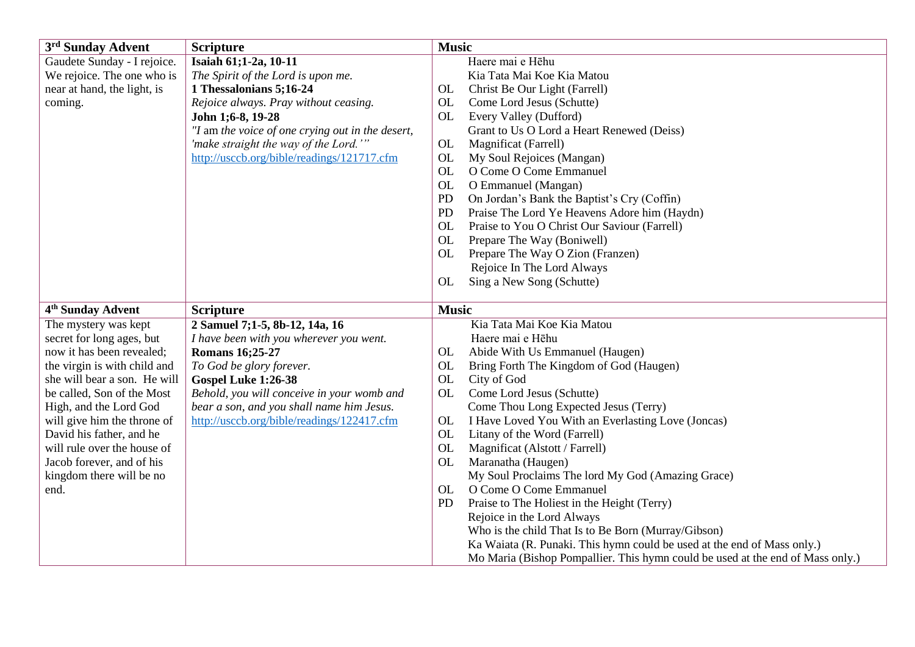| 3rd Sunday Advent | Scripture | Music |
|---|---|---|
| Gaudete Sunday - I rejoice. We rejoice. The one who is near at hand, the light, is coming. | **Isaiah 61;1-2a, 10-11**<br>*The Spirit of the Lord is upon me.*<br>**1 Thessalonians 5;16-24**<br>*Rejoice always. Pray without ceasing.*<br>**John 1;6-8, 19-28**<br>*"I am the voice of one crying out in the desert, 'make straight the way of the Lord.'"*<br>http://usccb.org/bible/readings/121717.cfm | Haere mai e Hēhu<br>Kia Tata Mai Koe Kia Matou<br>OL Christ Be Our Light (Farrell)<br>OL Come Lord Jesus (Schutte)<br>OL Every Valley (Dufford)<br>Grant to Us O Lord a Heart Renewed (Deiss)<br>OL Magnificat (Farrell)<br>OL My Soul Rejoices (Mangan)<br>OL O Come O Come Emmanuel<br>OL O Emmanuel (Mangan)<br>PD On Jordan's Bank the Baptist's Cry (Coffin)<br>PD Praise The Lord Ye Heavens Adore him (Haydn)<br>OL Praise to You O Christ Our Saviour (Farrell)<br>OL Prepare The Way (Boniwell)<br>OL Prepare The Way O Zion (Franzen)<br>Rejoice In The Lord Always<br>OL Sing a New Song (Schutte) |
| **4th Sunday Advent** | **Scripture** | **Music** |
| The mystery was kept secret for long ages, but now it has been revealed; the virgin is with child and she will bear a son. He will be called, Son of the Most High, and the Lord God will give him the throne of David his father, and he will rule over the house of Jacob forever, and of his kingdom there will be no end. | **2 Samuel 7;1-5, 8b-12, 14a, 16**<br>*I have been with you wherever you went.*<br>**Romans 16;25-27**<br>*To God be glory forever.*<br>**Gospel Luke 1:26-38**<br>*Behold, you will conceive in your womb and bear a son, and you shall name him Jesus.*<br>http://usccb.org/bible/readings/122417.cfm | Kia Tata Mai Koe Kia Matou<br>Haere mai e Hēhu<br>OL Abide With Us Emmanuel (Haugen)<br>OL Bring Forth The Kingdom of God (Haugen)<br>OL City of God<br>OL Come Lord Jesus (Schutte)<br>Come Thou Long Expected Jesus (Terry)<br>OL I Have Loved You With an Everlasting Love (Joncas)<br>OL Litany of the Word (Farrell)<br>OL Magnificat (Alstott / Farrell)<br>OL Maranatha (Haugen)<br>My Soul Proclaims The lord My God (Amazing Grace)<br>OL O Come O Come Emmanuel<br>PD Praise to The Holiest in the Height (Terry)<br>Rejoice in the Lord Always<br>Who is the child That Is to Be Born (Murray/Gibson)<br>Ka Waiata (R. Punaki. This hymn could be used at the end of Mass only.)<br>Mo Maria (Bishop Pompallier. This hymn could be used at the end of Mass only.) |